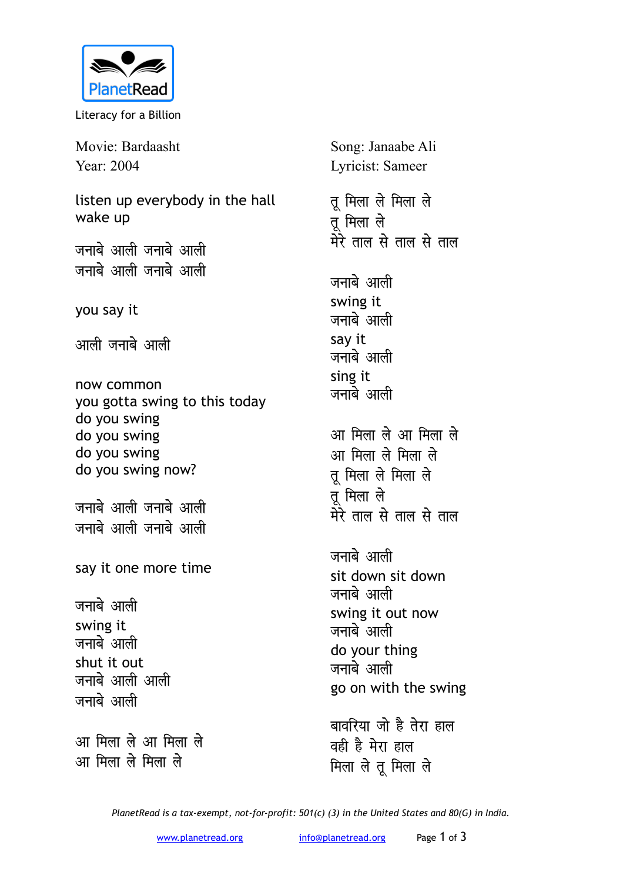PlanetRead

Literacy for a Billion

Movie: Bardaasht
Year: 2004

Song: Janaabe Ali
Lyricist: Sameer

listen up everybody in the hall
wake up

जनाबे आली जनाबे आली
जनाबे आली जनाबे आली

you say it

आली जनाबे आली

now common
you gotta swing to this today
do you swing
do you swing
do you swing
do you swing now?

जनाबे आली जनाबे आली
जनाबे आली जनाबे आली

say it one more time

जनाबे आली
swing it
जनाबे आली
shut it out
जनाबे आली आली
जनाबे आली

आ मिला ले आ मिला ले
आ मिला ले मिला ले

तू मिला ले मिला ले
तू मिला ले
मेरे ताल से ताल से ताल

जनाबे आली
swing it
जनाबे आली
say it
जनाबे आली
sing it
जनाबे आली

आ मिला ले आ मिला ले
आ मिला ले मिला ले
तू मिला ले मिला ले
तू मिला ले
मेरे ताल से ताल से ताल

जनाबे आली
sit down sit down
जनाबे आली
swing it out now
जनाबे आली
do your thing
जनाबे आली
go on with the swing

बावरिया जो है तेरा हाल
वही है मेरा हाल
मिला ले तू मिला ले

*PlanetRead is a tax-exempt, not-for-profit: 501(c) (3) in the United States and 80(G) in India.*

www.planetread.org info@planetread.org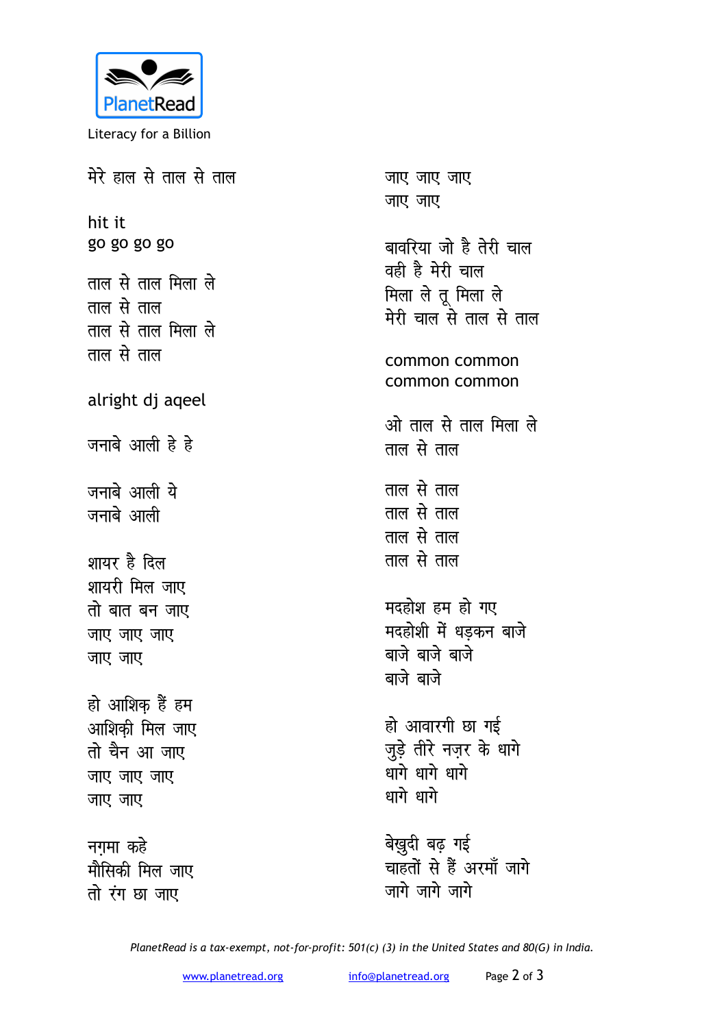मेरे हाल से ताल से ताल

hit it
go go go go

ताल से ताल मिला ले
ताल से ताल
ताल से ताल मिला ले
ताल से ताल

alright dj aqeel

जनाबे आली हे हे

जनाबे आली ये
जनाबे आली

शायर है दिल
शायरी मिल जाए
तो बात बन जाए
जाए जाए जाए
जाए जाए

हो आशिक़ हैं हम
आशिक़ी मिल जाए
तो चैन आ जाए
जाए जाए जाए
जाए जाए

नग़मा कहे
मौसिक़ी मिल जाए
तो रंग छा जाए
जाए जाए जाए
जाए जाए

बावरिया जो है तेरी चाल
वही है मेरी चाल
मिला ले तू मिला ले
मेरी चाल से ताल से ताल

common common
common common

ओ ताल से ताल मिला ले
ताल से ताल

ताल से ताल
ताल से ताल
ताल से ताल
ताल से ताल

मदहोश हम हो गए
मदहोशी में धड़कन बाजे
बाजे बाजे बाजे
बाजे बाजे

हो आवारगी छा गई
जुड़े तीरे नज़र के धागे
धागे धागे धागे
धागे धागे

बेखुदी बढ़ गई
चाहतों से हैं अरमाँ जागे
जागे जागे जागे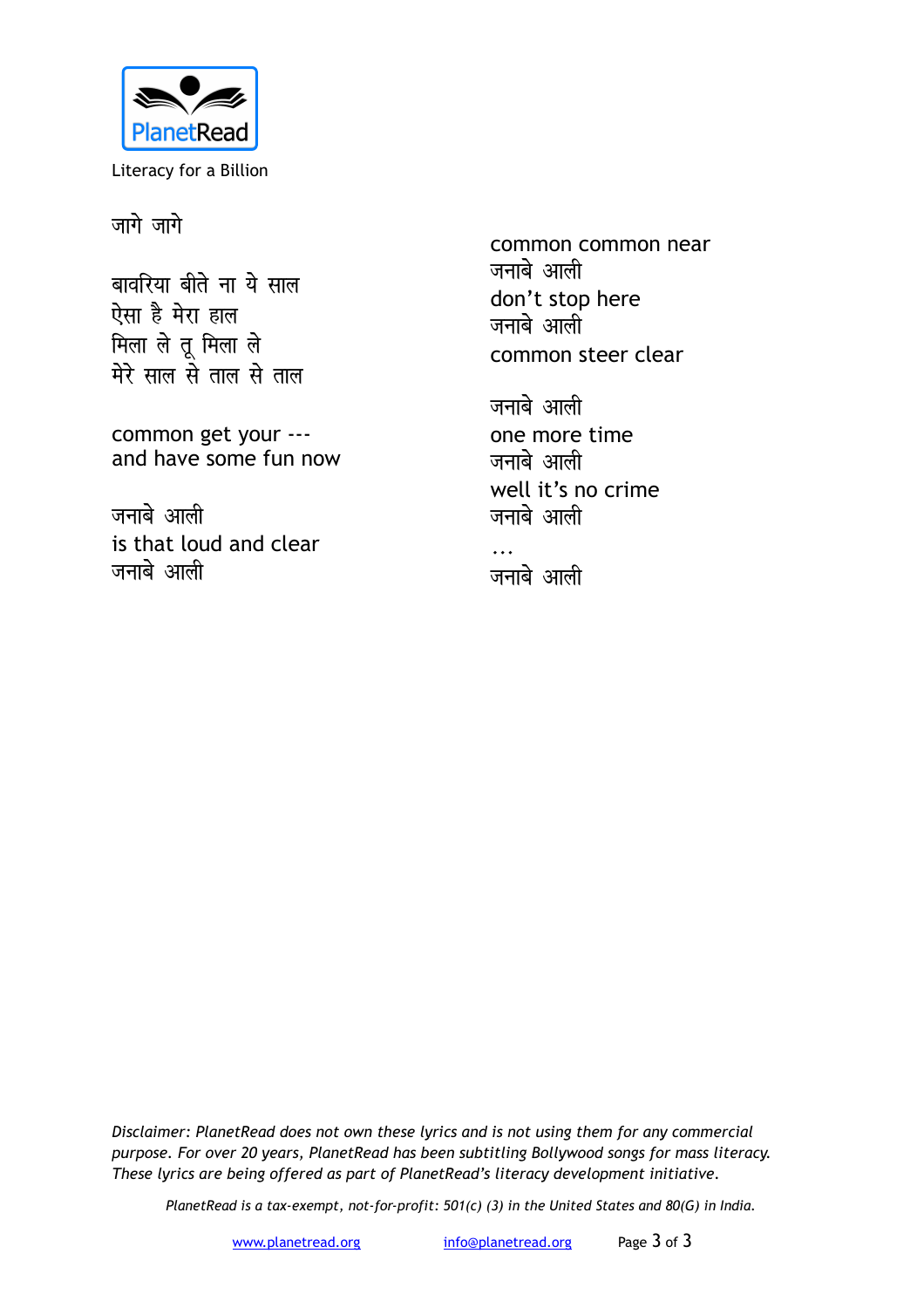PlanetRead

Literacy for a Billion

जागे जागे

बावरिया बीते ना ये साल
ऐसा है मेरा हाल
मिला ले तू मिला ले
मेरे साल से ताल से ताल

common get your ---
and have some fun now

जनाबे आली
is that loud and clear
जनाबे आली

common common near
जनाबे आली
don't stop here
जनाबे आली
common steer clear

जनाबे आली
one more time
जनाबे आली
well it's no crime
जनाबे आली
...
जनाबे आली

*Disclaimer: PlanetRead does not own these lyrics and is not using them for any commercial purpose. For over 20 years, PlanetRead has been subtitling Bollywood songs for mass literacy. These lyrics are being offered as part of PlanetRead's literacy development initiative.*

*PlanetRead is a tax-exempt, not-for-profit: 501(c) (3) in the United States and 80(G) in India.*

www.planetread.org info@planetread.org